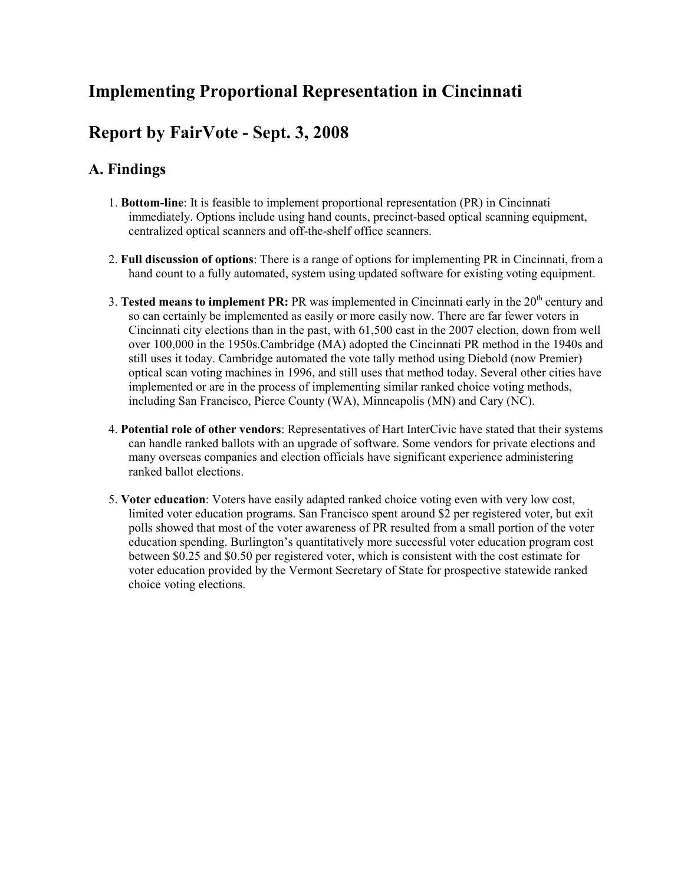# Implementing Proportional Representation in Cincinnati

# Report by FairVote - Sept. 3, 2008

## A. Findings

1. **Bottom-line**: It is feasible to implement proportional representation (PR) in Cincinnati immediately. Options include using hand counts, precinct-based optical scanning equipment, centralized optical scanners and off-the-shelf office scanners.

2. **Full discussion of options**: There is a range of options for implementing PR in Cincinnati, from a hand count to a fully automated, system using updated software for existing voting equipment.

3. **Tested means to implement PR:** PR was implemented in Cincinnati early in the 20th century and so can certainly be implemented as easily or more easily now. There are far fewer voters in Cincinnati city elections than in the past, with 61,500 cast in the 2007 election, down from well over 100,000 in the 1950s.Cambridge (MA) adopted the Cincinnati PR method in the 1940s and still uses it today. Cambridge automated the vote tally method using Diebold (now Premier) optical scan voting machines in 1996, and still uses that method today. Several other cities have implemented or are in the process of implementing similar ranked choice voting methods, including San Francisco, Pierce County (WA), Minneapolis (MN) and Cary (NC).

4. **Potential role of other vendors**: Representatives of Hart InterCivic have stated that their systems can handle ranked ballots with an upgrade of software. Some vendors for private elections and many overseas companies and election officials have significant experience administering ranked ballot elections.

5. **Voter education**: Voters have easily adapted ranked choice voting even with very low cost, limited voter education programs. San Francisco spent around $2 per registered voter, but exit polls showed that most of the voter awareness of PR resulted from a small portion of the voter education spending. Burlington's quantitatively more successful voter education program cost between $0.25 and $0.50 per registered voter, which is consistent with the cost estimate for voter education provided by the Vermont Secretary of State for prospective statewide ranked choice voting elections.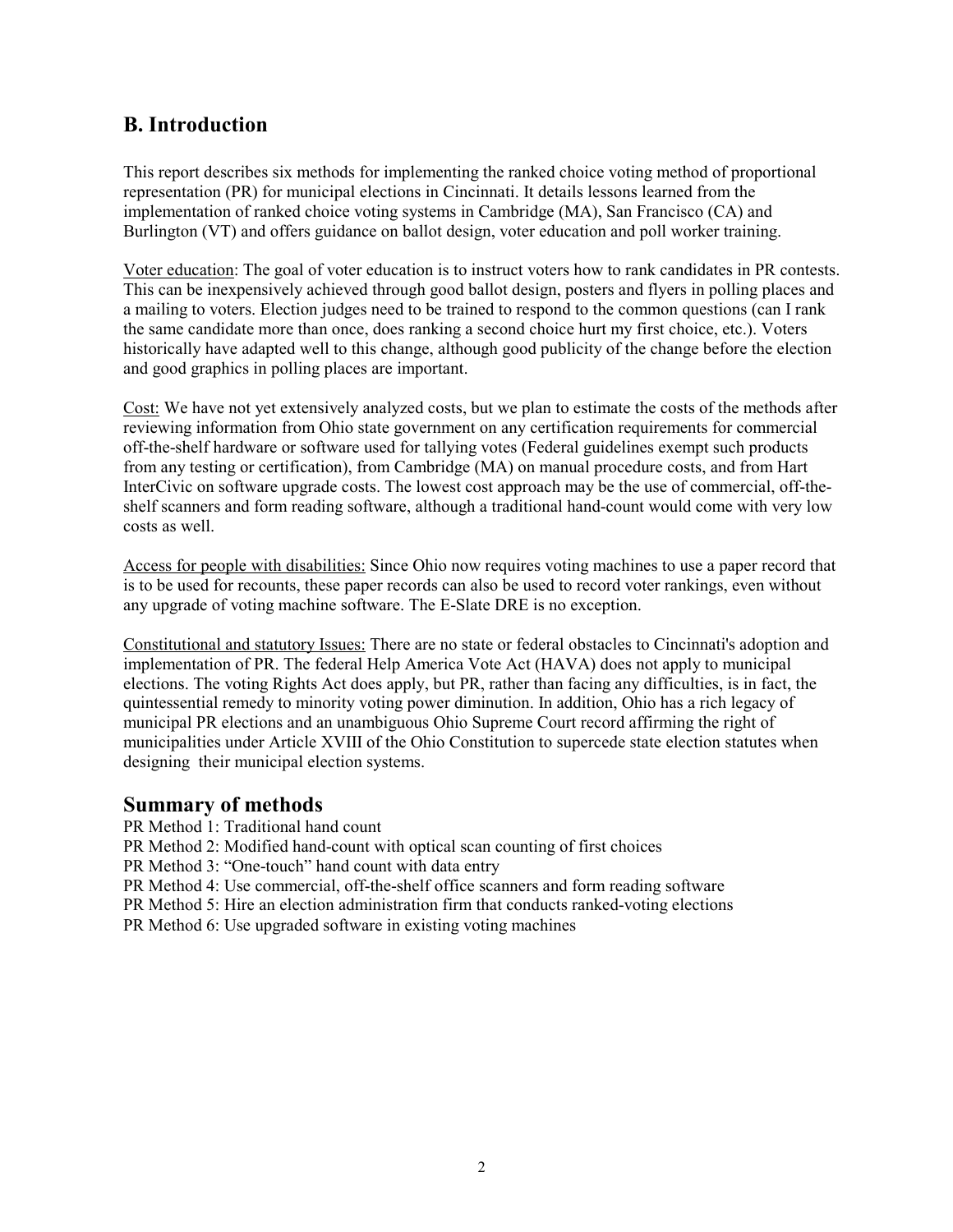## B. Introduction

This report describes six methods for implementing the ranked choice voting method of proportional representation (PR) for municipal elections in Cincinnati. It details lessons learned from the implementation of ranked choice voting systems in Cambridge (MA), San Francisco (CA) and Burlington (VT) and offers guidance on ballot design, voter education and poll worker training.

Voter education: The goal of voter education is to instruct voters how to rank candidates in PR contests. This can be inexpensively achieved through good ballot design, posters and flyers in polling places and a mailing to voters. Election judges need to be trained to respond to the common questions (can I rank the same candidate more than once, does ranking a second choice hurt my first choice, etc.). Voters historically have adapted well to this change, although good publicity of the change before the election and good graphics in polling places are important.

Cost: We have not yet extensively analyzed costs, but we plan to estimate the costs of the methods after reviewing information from Ohio state government on any certification requirements for commercial off-the-shelf hardware or software used for tallying votes (Federal guidelines exempt such products from any testing or certification), from Cambridge (MA) on manual procedure costs, and from Hart InterCivic on software upgrade costs. The lowest cost approach may be the use of commercial, off-the-shelf scanners and form reading software, although a traditional hand-count would come with very low costs as well.

Access for people with disabilities: Since Ohio now requires voting machines to use a paper record that is to be used for recounts, these paper records can also be used to record voter rankings, even without any upgrade of voting machine software. The E-Slate DRE is no exception.

Constitutional and statutory Issues: There are no state or federal obstacles to Cincinnati's adoption and implementation of PR. The federal Help America Vote Act (HAVA) does not apply to municipal elections. The voting Rights Act does apply, but PR, rather than facing any difficulties, is in fact, the quintessential remedy to minority voting power diminution. In addition, Ohio has a rich legacy of municipal PR elections and an unambiguous Ohio Supreme Court record affirming the right of municipalities under Article XVIII of the Ohio Constitution to supercede state election statutes when designing their municipal election systems.

## Summary of methods

PR Method 1: Traditional hand count
PR Method 2: Modified hand-count with optical scan counting of first choices
PR Method 3: "One-touch" hand count with data entry
PR Method 4: Use commercial, off-the-shelf office scanners and form reading software
PR Method 5: Hire an election administration firm that conducts ranked-voting elections
PR Method 6: Use upgraded software in existing voting machines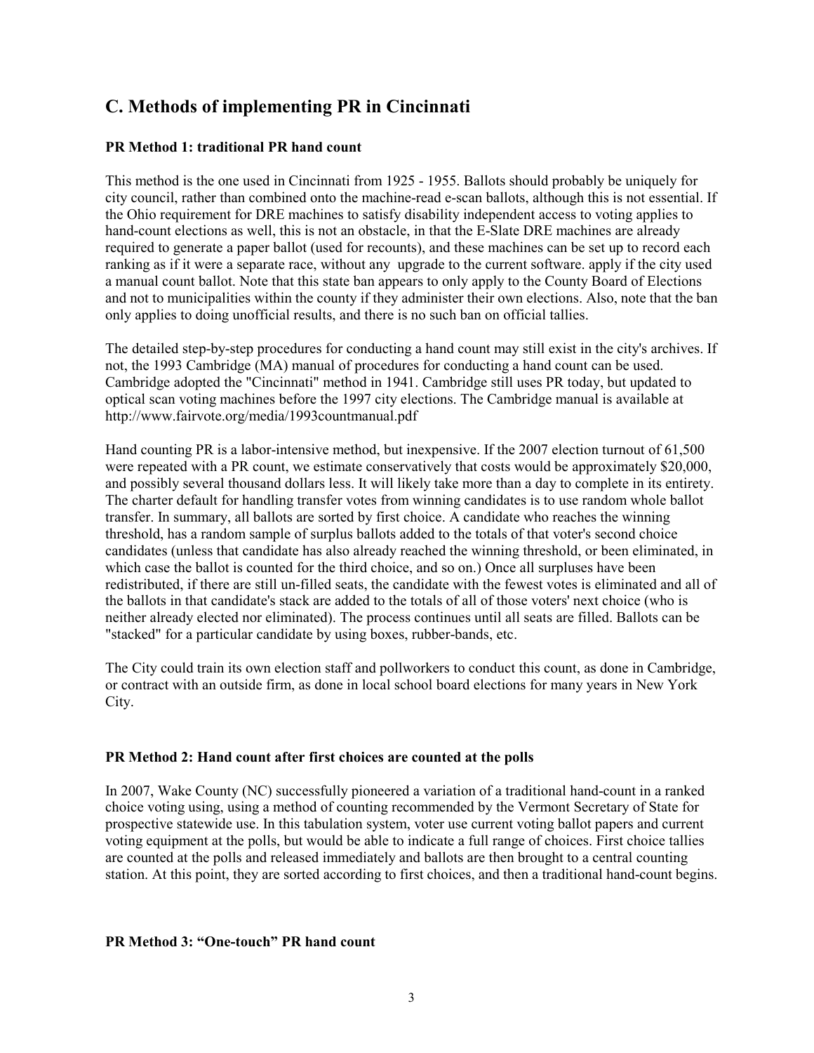## C. Methods of implementing PR in Cincinnati

### PR Method 1: traditional PR hand count

This method is the one used in Cincinnati from 1925 - 1955. Ballots should probably be uniquely for city council, rather than combined onto the machine-read e-scan ballots, although this is not essential. If the Ohio requirement for DRE machines to satisfy disability independent access to voting applies to hand-count elections as well, this is not an obstacle, in that the E-Slate DRE machines are already required to generate a paper ballot (used for recounts), and these machines can be set up to record each ranking as if it were a separate race, without any upgrade to the current software. apply if the city used a manual count ballot. Note that this state ban appears to only apply to the County Board of Elections and not to municipalities within the county if they administer their own elections. Also, note that the ban only applies to doing unofficial results, and there is no such ban on official tallies.

The detailed step-by-step procedures for conducting a hand count may still exist in the city's archives. If not, the 1993 Cambridge (MA) manual of procedures for conducting a hand count can be used. Cambridge adopted the "Cincinnati" method in 1941. Cambridge still uses PR today, but updated to optical scan voting machines before the 1997 city elections. The Cambridge manual is available at http://www.fairvote.org/media/1993countmanual.pdf

Hand counting PR is a labor-intensive method, but inexpensive. If the 2007 election turnout of 61,500 were repeated with a PR count, we estimate conservatively that costs would be approximately $20,000, and possibly several thousand dollars less. It will likely take more than a day to complete in its entirety. The charter default for handling transfer votes from winning candidates is to use random whole ballot transfer. In summary, all ballots are sorted by first choice. A candidate who reaches the winning threshold, has a random sample of surplus ballots added to the totals of that voter's second choice candidates (unless that candidate has also already reached the winning threshold, or been eliminated, in which case the ballot is counted for the third choice, and so on.) Once all surpluses have been redistributed, if there are still un-filled seats, the candidate with the fewest votes is eliminated and all of the ballots in that candidate's stack are added to the totals of all of those voters' next choice (who is neither already elected nor eliminated). The process continues until all seats are filled. Ballots can be "stacked" for a particular candidate by using boxes, rubber-bands, etc.

The City could train its own election staff and pollworkers to conduct this count, as done in Cambridge, or contract with an outside firm, as done in local school board elections for many years in New York City.

### PR Method 2: Hand count after first choices are counted at the polls

In 2007, Wake County (NC) successfully pioneered a variation of a traditional hand-count in a ranked choice voting using, using a method of counting recommended by the Vermont Secretary of State for prospective statewide use. In this tabulation system, voter use current voting ballot papers and current voting equipment at the polls, but would be able to indicate a full range of choices. First choice tallies are counted at the polls and released immediately and ballots are then brought to a central counting station. At this point, they are sorted according to first choices, and then a traditional hand-count begins.

### PR Method 3: "One-touch" PR hand count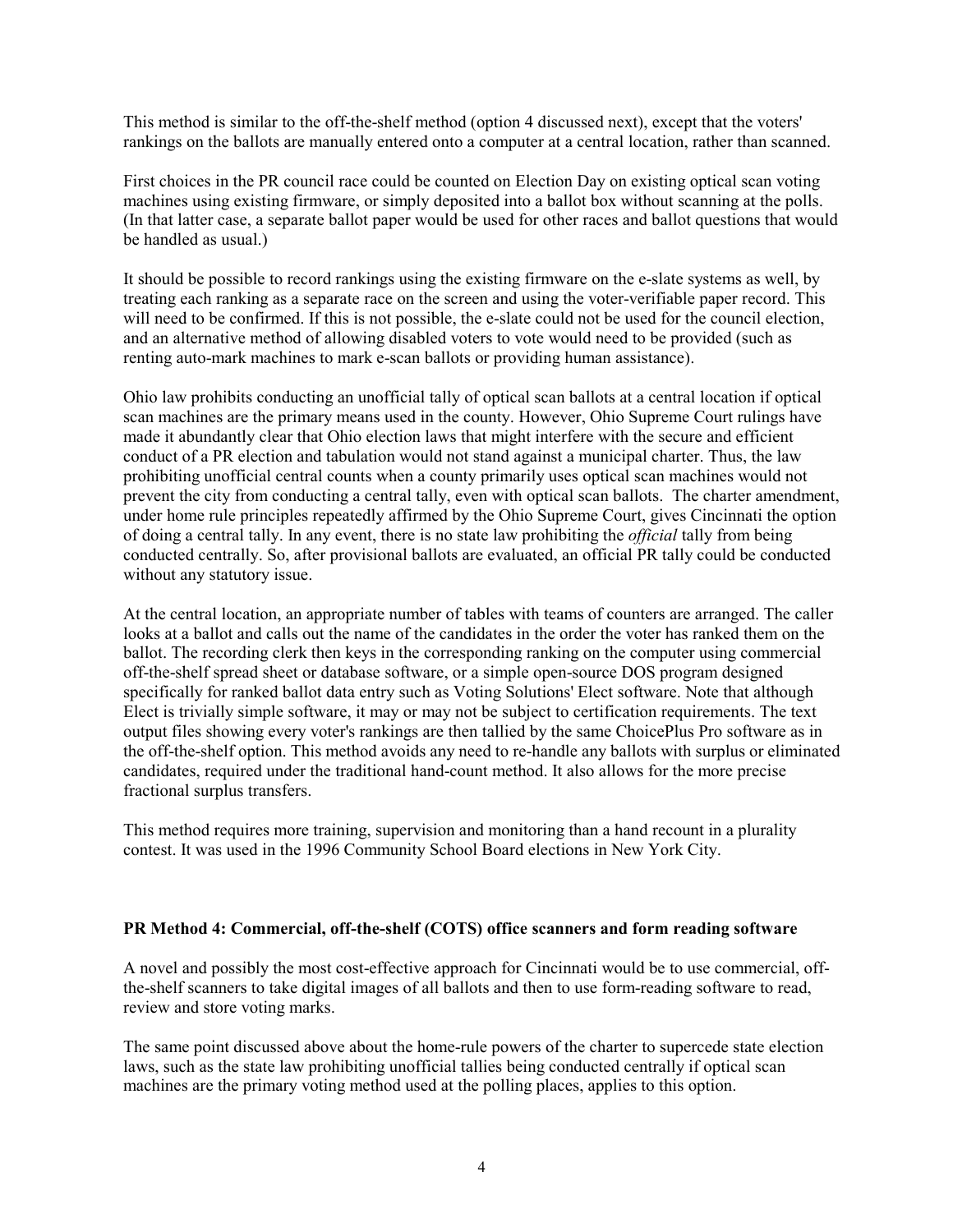This method is similar to the off-the-shelf method (option 4 discussed next), except that the voters' rankings on the ballots are manually entered onto a computer at a central location, rather than scanned.

First choices in the PR council race could be counted on Election Day on existing optical scan voting machines using existing firmware, or simply deposited into a ballot box without scanning at the polls. (In that latter case, a separate ballot paper would be used for other races and ballot questions that would be handled as usual.)

It should be possible to record rankings using the existing firmware on the e-slate systems as well, by treating each ranking as a separate race on the screen and using the voter-verifiable paper record. This will need to be confirmed. If this is not possible, the e-slate could not be used for the council election, and an alternative method of allowing disabled voters to vote would need to be provided (such as renting auto-mark machines to mark e-scan ballots or providing human assistance).

Ohio law prohibits conducting an unofficial tally of optical scan ballots at a central location if optical scan machines are the primary means used in the county. However, Ohio Supreme Court rulings have made it abundantly clear that Ohio election laws that might interfere with the secure and efficient conduct of a PR election and tabulation would not stand against a municipal charter. Thus, the law prohibiting unofficial central counts when a county primarily uses optical scan machines would not prevent the city from conducting a central tally, even with optical scan ballots. The charter amendment, under home rule principles repeatedly affirmed by the Ohio Supreme Court, gives Cincinnati the option of doing a central tally. In any event, there is no state law prohibiting the *official* tally from being conducted centrally. So, after provisional ballots are evaluated, an official PR tally could be conducted without any statutory issue.

At the central location, an appropriate number of tables with teams of counters are arranged. The caller looks at a ballot and calls out the name of the candidates in the order the voter has ranked them on the ballot. The recording clerk then keys in the corresponding ranking on the computer using commercial off-the-shelf spread sheet or database software, or a simple open-source DOS program designed specifically for ranked ballot data entry such as Voting Solutions' Elect software. Note that although Elect is trivially simple software, it may or may not be subject to certification requirements. The text output files showing every voter's rankings are then tallied by the same ChoicePlus Pro software as in the off-the-shelf option. This method avoids any need to re-handle any ballots with surplus or eliminated candidates, required under the traditional hand-count method. It also allows for the more precise fractional surplus transfers.

This method requires more training, supervision and monitoring than a hand recount in a plurality contest. It was used in the 1996 Community School Board elections in New York City.

**PR Method 4: Commercial, off-the-shelf (COTS) office scanners and form reading software**

A novel and possibly the most cost-effective approach for Cincinnati would be to use commercial, off-the-shelf scanners to take digital images of all ballots and then to use form-reading software to read, review and store voting marks.

The same point discussed above about the home-rule powers of the charter to supercede state election laws, such as the state law prohibiting unofficial tallies being conducted centrally if optical scan machines are the primary voting method used at the polling places, applies to this option.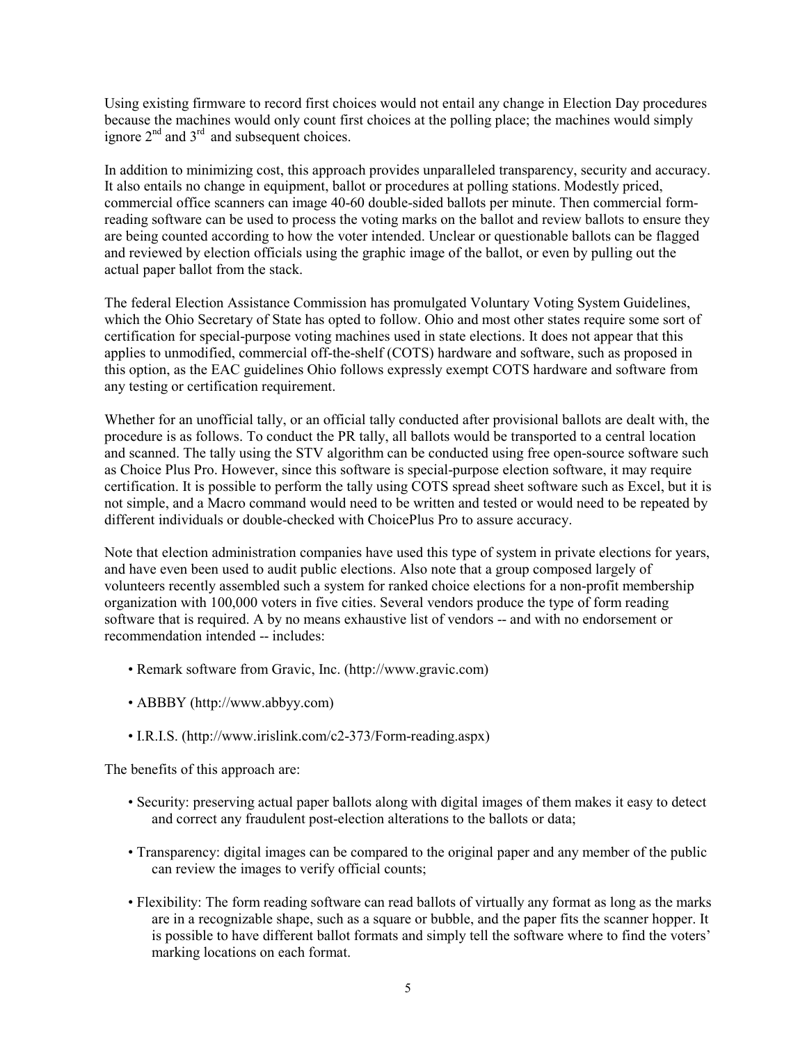Using existing firmware to record first choices would not entail any change in Election Day procedures because the machines would only count first choices at the polling place; the machines would simply ignore 2nd and 3rd and subsequent choices.

In addition to minimizing cost, this approach provides unparalleled transparency, security and accuracy. It also entails no change in equipment, ballot or procedures at polling stations. Modestly priced, commercial office scanners can image 40-60 double-sided ballots per minute. Then commercial form-reading software can be used to process the voting marks on the ballot and review ballots to ensure they are being counted according to how the voter intended. Unclear or questionable ballots can be flagged and reviewed by election officials using the graphic image of the ballot, or even by pulling out the actual paper ballot from the stack.

The federal Election Assistance Commission has promulgated Voluntary Voting System Guidelines, which the Ohio Secretary of State has opted to follow. Ohio and most other states require some sort of certification for special-purpose voting machines used in state elections. It does not appear that this applies to unmodified, commercial off-the-shelf (COTS) hardware and software, such as proposed in this option, as the EAC guidelines Ohio follows expressly exempt COTS hardware and software from any testing or certification requirement.

Whether for an unofficial tally, or an official tally conducted after provisional ballots are dealt with, the procedure is as follows. To conduct the PR tally, all ballots would be transported to a central location and scanned. The tally using the STV algorithm can be conducted using free open-source software such as Choice Plus Pro. However, since this software is special-purpose election software, it may require certification. It is possible to perform the tally using COTS spread sheet software such as Excel, but it is not simple, and a Macro command would need to be written and tested or would need to be repeated by different individuals or double-checked with ChoicePlus Pro to assure accuracy.

Note that election administration companies have used this type of system in private elections for years, and have even been used to audit public elections. Also note that a group composed largely of volunteers recently assembled such a system for ranked choice elections for a non-profit membership organization with 100,000 voters in five cities. Several vendors produce the type of form reading software that is required. A by no means exhaustive list of vendors -- and with no endorsement or recommendation intended -- includes:

- Remark software from Gravic, Inc. (http://www.gravic.com)
- ABBBY (http://www.abbyy.com)
- I.R.I.S. (http://www.irislink.com/c2-373/Form-reading.aspx)

The benefits of this approach are:

- Security: preserving actual paper ballots along with digital images of them makes it easy to detect and correct any fraudulent post-election alterations to the ballots or data;
- Transparency: digital images can be compared to the original paper and any member of the public can review the images to verify official counts;
- Flexibility: The form reading software can read ballots of virtually any format as long as the marks are in a recognizable shape, such as a square or bubble, and the paper fits the scanner hopper. It is possible to have different ballot formats and simply tell the software where to find the voters' marking locations on each format.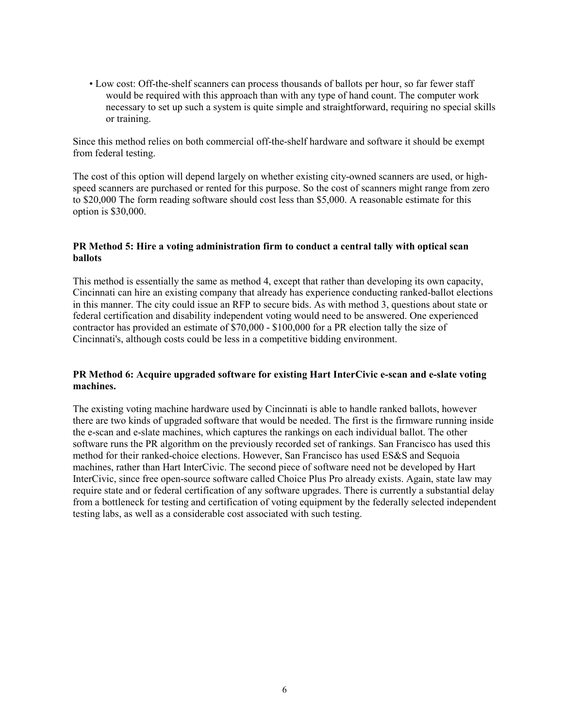- Low cost: Off-the-shelf scanners can process thousands of ballots per hour, so far fewer staff would be required with this approach than with any type of hand count. The computer work necessary to set up such a system is quite simple and straightforward, requiring no special skills or training.

Since this method relies on both commercial off-the-shelf hardware and software it should be exempt from federal testing.

The cost of this option will depend largely on whether existing city-owned scanners are used, or high-speed scanners are purchased or rented for this purpose. So the cost of scanners might range from zero to $20,000 The form reading software should cost less than $5,000. A reasonable estimate for this option is $30,000.

### PR Method 5: Hire a voting administration firm to conduct a central tally with optical scan ballots

This method is essentially the same as method 4, except that rather than developing its own capacity, Cincinnati can hire an existing company that already has experience conducting ranked-ballot elections in this manner. The city could issue an RFP to secure bids. As with method 3, questions about state or federal certification and disability independent voting would need to be answered. One experienced contractor has provided an estimate of $70,000 - $100,000 for a PR election tally the size of Cincinnati's, although costs could be less in a competitive bidding environment.

### PR Method 6: Acquire upgraded software for existing Hart InterCivic e-scan and e-slate voting machines.

The existing voting machine hardware used by Cincinnati is able to handle ranked ballots, however there are two kinds of upgraded software that would be needed. The first is the firmware running inside the e-scan and e-slate machines, which captures the rankings on each individual ballot. The other software runs the PR algorithm on the previously recorded set of rankings. San Francisco has used this method for their ranked-choice elections. However, San Francisco has used ES&S and Sequoia machines, rather than Hart InterCivic. The second piece of software need not be developed by Hart InterCivic, since free open-source software called Choice Plus Pro already exists. Again, state law may require state and or federal certification of any software upgrades. There is currently a substantial delay from a bottleneck for testing and certification of voting equipment by the federally selected independent testing labs, as well as a considerable cost associated with such testing.